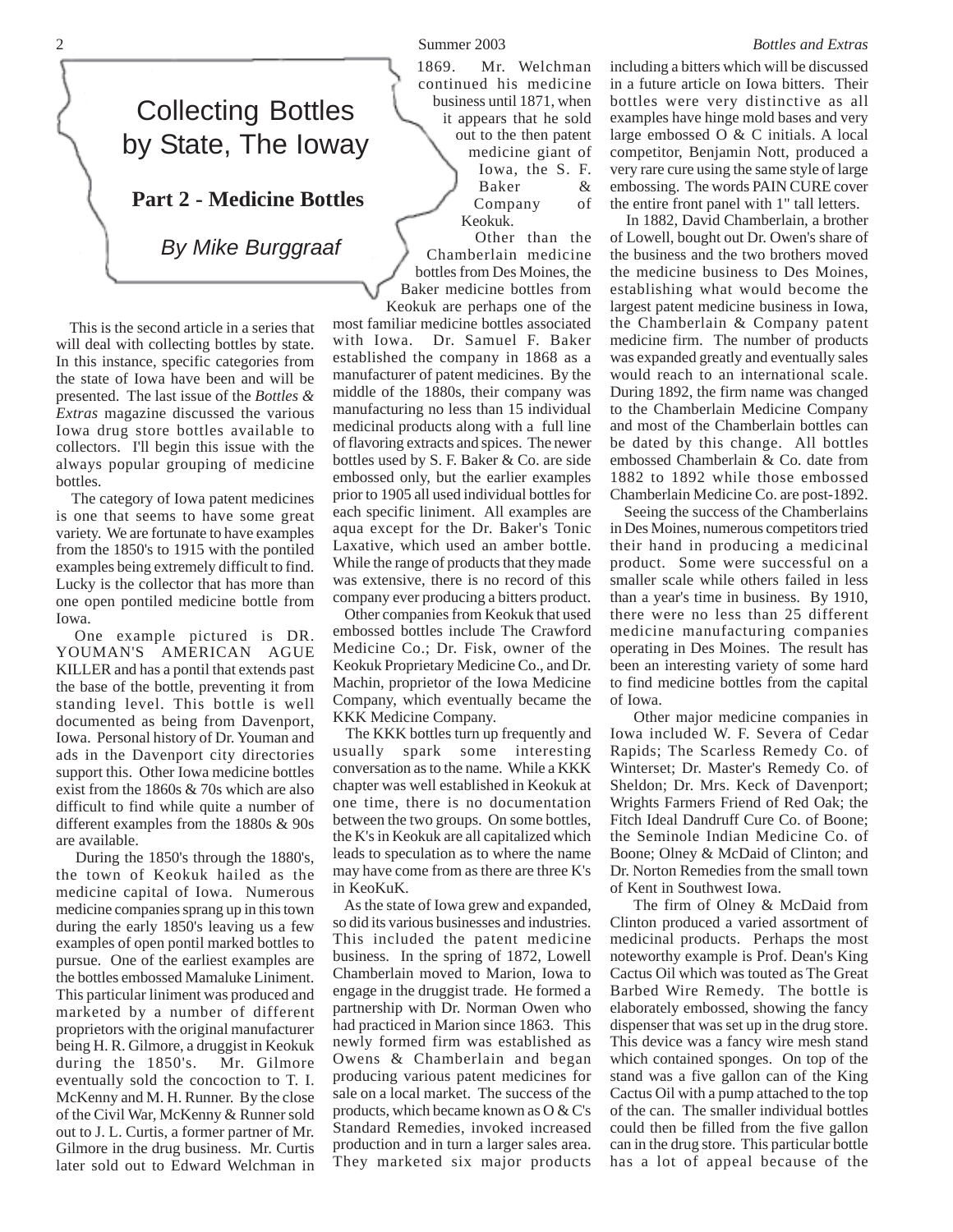# Collecting Bottles by State, The Ioway

## Part 2 - Medicine Bottles

*By Mike Burggraaf*

This is the second article in a series that will deal with collecting bottles by state. In this instance, specific categories from the state of Iowa have been and will be presented. The last issue of the *Bottles & Extras* magazine discussed the various Iowa drug store bottles available to collectors. I'll begin this issue with the always popular grouping of medicine bottles.

The category of Iowa patent medicines is one that seems to have some great variety. We are fortunate to have examples from the 1850's to 1915 with the pontiled examples being extremely difficult to find. Lucky is the collector that has more than one open pontiled medicine bottle from Iowa.

One example pictured is DR. YOUMAN'S AMERICAN AGUE KILLER and has a pontil that extends past the base of the bottle, preventing it from standing level. This bottle is well documented as being from Davenport, Iowa. Personal history of Dr. Youman and ads in the Davenport city directories support this. Other Iowa medicine bottles exist from the 1860s & 70s which are also difficult to find while quite a number of different examples from the 1880s & 90s are available.

During the 1850's through the 1880's, the town of Keokuk hailed as the medicine capital of Iowa. Numerous medicine companies sprang up in this town during the early 1850's leaving us a few examples of open pontil marked bottles to pursue. One of the earliest examples are the bottles embossed Mamaluke Liniment. This particular liniment was produced and marketed by a number of different proprietors with the original manufacturer being H. R. Gilmore, a druggist in Keokuk during the 1850's. Mr. Gilmore eventually sold the concoction to T. I. McKenny and M. H. Runner. By the close of the Civil War, McKenny & Runner sold out to J. L. Curtis, a former partner of Mr. Gilmore in the drug business. Mr. Curtis later sold out to Edward Welchman in 1869. Mr. Welchman continued his medicine business until 1871, when it appears that he sold out to the then patent medicine giant of Iowa, the S. F. Baker & Company of Keokuk.

Other than the Chamberlain medicine bottles from Des Moines, the Baker medicine bottles from Keokuk are perhaps one of the most familiar medicine bottles associated with Iowa. Dr. Samuel F. Baker established the company in 1868 as a manufacturer of patent medicines. By the middle of the 1880s, their company was manufacturing no less than 15 individual medicinal products along with a full line of flavoring extracts and spices. The newer bottles used by S. F. Baker & Co. are side embossed only, but the earlier examples prior to 1905 all used individual bottles for each specific liniment. All examples are aqua except for the Dr. Baker's Tonic Laxative, which used an amber bottle. While the range of products that they made was extensive, there is no record of this company ever producing a bitters product.

Other companies from Keokuk that used embossed bottles include The Crawford Medicine Co.; Dr. Fisk, owner of the Keokuk Proprietary Medicine Co., and Dr. Machin, proprietor of the Iowa Medicine Company, which eventually became the KKK Medicine Company.

The KKK bottles turn up frequently and usually spark some interesting conversation as to the name. While a KKK chapter was well established in Keokuk at one time, there is no documentation between the two groups. On some bottles, the K's in Keokuk are all capitalized which leads to speculation as to where the name may have come from as there are three K's in KeoKuK.

As the state of Iowa grew and expanded, so did its various businesses and industries. This included the patent medicine business. In the spring of 1872, Lowell Chamberlain moved to Marion, Iowa to engage in the druggist trade. He formed a partnership with Dr. Norman Owen who had practiced in Marion since 1863. This newly formed firm was established as Owens & Chamberlain and began producing various patent medicines for sale on a local market. The success of the products, which became known as O & C's Standard Remedies, invoked increased production and in turn a larger sales area. They marketed six major products including a bitters which will be discussed in a future article on Iowa bitters. Their bottles were very distinctive as all examples have hinge mold bases and very large embossed O & C initials. A local competitor, Benjamin Nott, produced a very rare cure using the same style of large embossing. The words PAIN CURE cover the entire front panel with 1" tall letters.

In 1882, David Chamberlain, a brother of Lowell, bought out Dr. Owen's share of the business and the two brothers moved the medicine business to Des Moines, establishing what would become the largest patent medicine business in Iowa, the Chamberlain & Company patent medicine firm. The number of products was expanded greatly and eventually sales would reach to an international scale. During 1892, the firm name was changed to the Chamberlain Medicine Company and most of the Chamberlain bottles can be dated by this change. All bottles embossed Chamberlain & Co. date from 1882 to 1892 while those embossed Chamberlain Medicine Co. are post-1892.

Seeing the success of the Chamberlains in Des Moines, numerous competitors tried their hand in producing a medicinal product. Some were successful on a smaller scale while others failed in less than a year's time in business. By 1910, there were no less than 25 different medicine manufacturing companies operating in Des Moines. The result has been an interesting variety of some hard to find medicine bottles from the capital of Iowa.

Other major medicine companies in Iowa included W. F. Severa of Cedar Rapids; The Scarless Remedy Co. of Winterset; Dr. Master's Remedy Co. of Sheldon; Dr. Mrs. Keck of Davenport; Wrights Farmers Friend of Red Oak; the Fitch Ideal Dandruff Cure Co. of Boone; the Seminole Indian Medicine Co. of Boone; Olney & McDaid of Clinton; and Dr. Norton Remedies from the small town of Kent in Southwest Iowa.

The firm of Olney & McDaid from Clinton produced a varied assortment of medicinal products. Perhaps the most noteworthy example is Prof. Dean's King Cactus Oil which was touted as The Great Barbed Wire Remedy. The bottle is elaborately embossed, showing the fancy dispenser that was set up in the drug store. This device was a fancy wire mesh stand which contained sponges. On top of the stand was a five gallon can of the King Cactus Oil with a pump attached to the top of the can. The smaller individual bottles could then be filled from the five gallon can in the drug store. This particular bottle has a lot of appeal because of the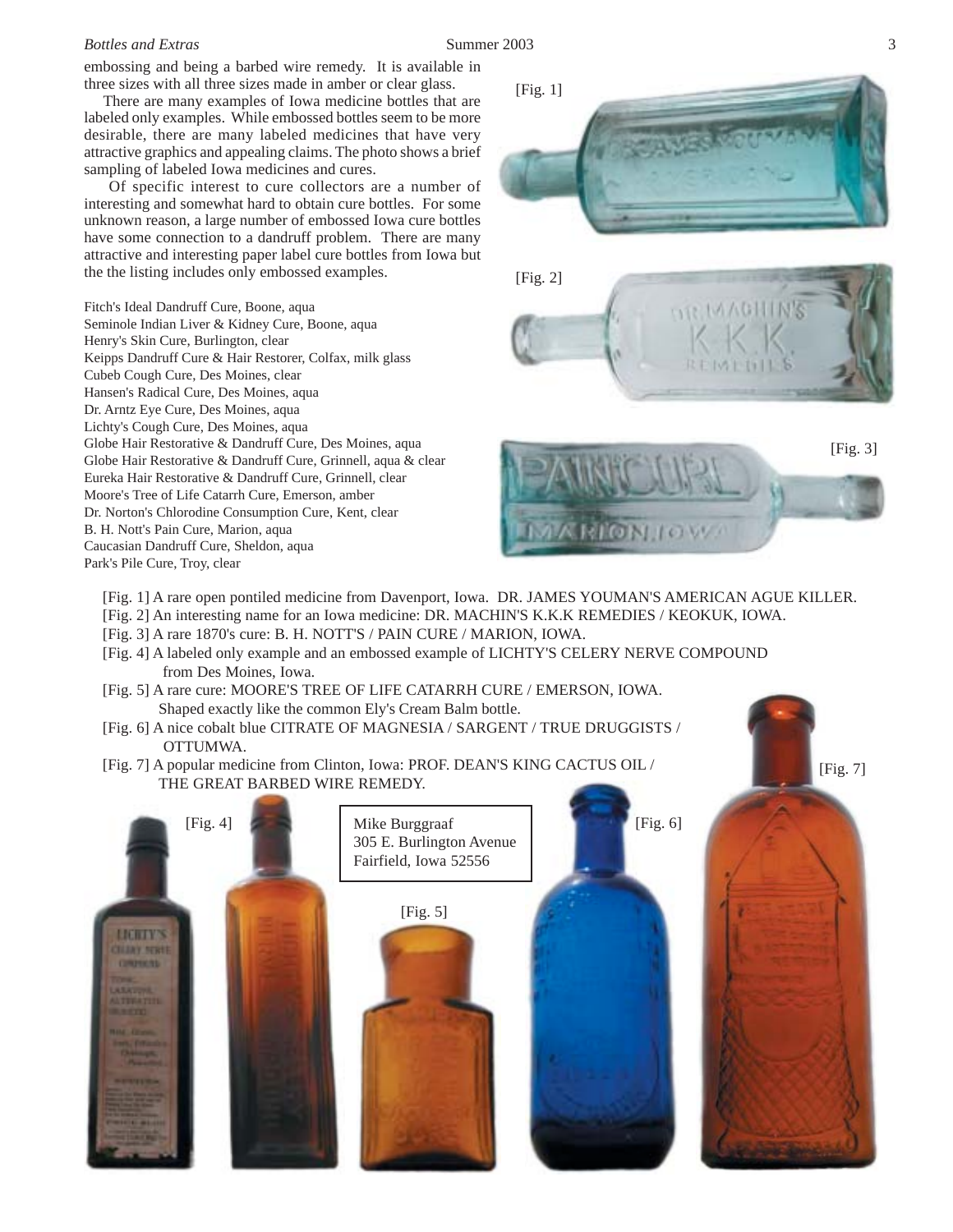embossing and being a barbed wire remedy. It is available in three sizes with all three sizes made in amber or clear glass.

There are many examples of Iowa medicine bottles that are labeled only examples. While embossed bottles seem to be more desirable, there are many labeled medicines that have very attractive graphics and appealing claims. The photo shows a brief sampling of labeled Iowa medicines and cures.

Of specific interest to cure collectors are a number of interesting and somewhat hard to obtain cure bottles. For some unknown reason, a large number of embossed Iowa cure bottles have some connection to a dandruff problem. There are many attractive and interesting paper label cure bottles from Iowa but the the listing includes only embossed examples.

Fitch's Ideal Dandruff Cure, Boone, aqua
Seminole Indian Liver & Kidney Cure, Boone, aqua
Henry's Skin Cure, Burlington, clear
Keipps Dandruff Cure & Hair Restorer, Colfax, milk glass
Cubeb Cough Cure, Des Moines, clear
Hansen's Radical Cure, Des Moines, aqua
Dr. Arntz Eye Cure, Des Moines, aqua
Lichty's Cough Cure, Des Moines, aqua
Globe Hair Restorative & Dandruff Cure, Des Moines, aqua
Globe Hair Restorative & Dandruff Cure, Grinnell, aqua & clear
Eureka Hair Restorative & Dandruff Cure, Grinnell, clear
Moore's Tree of Life Catarrh Cure, Emerson, amber
Dr. Norton's Chlorodine Consumption Cure, Kent, clear
B. H. Nott's Pain Cure, Marion, aqua
Caucasian Dandruff Cure, Sheldon, aqua
Park's Pile Cure, Troy, clear

[Fig. 1] A rare open pontiled medicine from Davenport, Iowa. DR. JAMES YOUMAN'S AMERICAN AGUE KILLER.

[Fig. 2] An interesting name for an Iowa medicine: DR. MACHIN'S K.K.K REMEDIES / KEOKUK, IOWA.

[Fig. 3] A rare 1870's cure: B. H. NOTT'S / PAIN CURE / MARION, IOWA.

[Fig. 4] A labeled only example and an embossed example of LICHTY'S CELERY NERVE COMPOUND from Des Moines, Iowa.

[Fig. 5] A rare cure: MOORE'S TREE OF LIFE CATARRH CURE / EMERSON, IOWA. Shaped exactly like the common Ely's Cream Balm bottle.

[Fig. 6] A nice cobalt blue CITRATE OF MAGNESIA / SARGENT / TRUE DRUGGISTS / OTTUMWA.

[Fig. 7] A popular medicine from Clinton, Iowa: PROF. DEAN'S KING CACTUS OIL / THE GREAT BARBED WIRE REMEDY.

Mike Burggraaf
305 E. Burlington Avenue
Fairfield, Iowa 52556